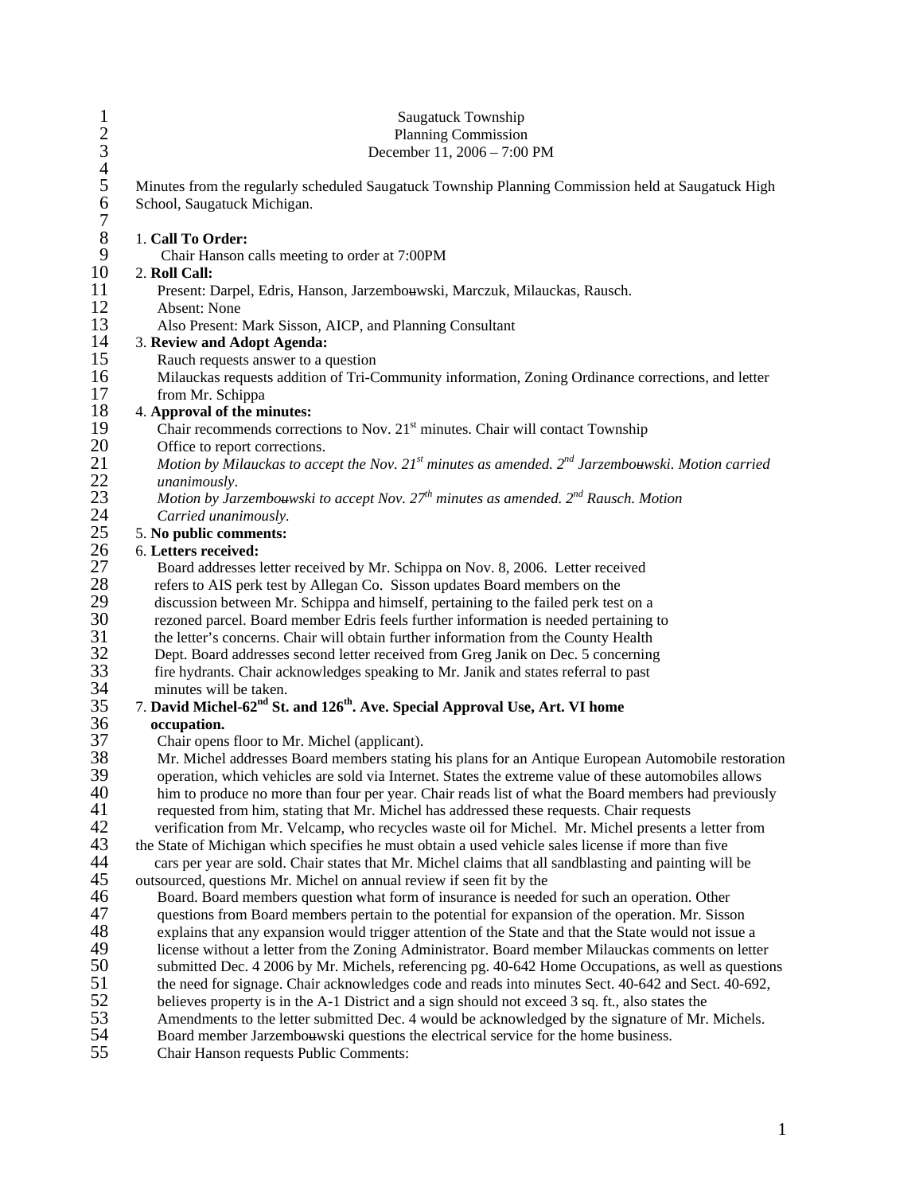Saugatuck Township
Planning Commission
December 11, 2006 – 7:00 PM

Minutes from the regularly scheduled Saugatuck Township Planning Commission held at Saugatuck High School, Saugatuck Michigan.

1. **Call To Order:**
   Chair Hanson calls meeting to order at 7:00PM
2. **Roll Call:**
   Present: Darpel, Edris, Hanson, Jarzembouwski, Marczuk, Milauckas, Rausch.
   Absent: None
   Also Present: Mark Sisson, AICP, and Planning Consultant
3. **Review and Adopt Agenda:**
   Rauch requests answer to a question
   Milauckas requests addition of Tri-Community information, Zoning Ordinance corrections, and letter from Mr. Schippa
4. **Approval of the minutes:**
   Chair recommends corrections to Nov. 21st minutes. Chair will contact Township Office to report corrections.
   *Motion by Milauckas to accept the Nov. 21st minutes as amended. 2nd Jarzembouwski. Motion carried unanimously.*
   *Motion by Jarzembouwski to accept Nov. 27th minutes as amended. 2nd Rausch. Motion Carried unanimously.*
5. **No public comments:**
6. **Letters received:**
   Board addresses letter received by Mr. Schippa on Nov. 8, 2006. Letter received refers to AIS perk test by Allegan Co. Sisson updates Board members on the discussion between Mr. Schippa and himself, pertaining to the failed perk test on a rezoned parcel. Board member Edris feels further information is needed pertaining to the letter's concerns. Chair will obtain further information from the County Health Dept. Board addresses second letter received from Greg Janik on Dec. 5 concerning fire hydrants. Chair acknowledges speaking to Mr. Janik and states referral to past minutes will be taken.
7. **David Michel-62nd St. and 126th. Ave. Special Approval Use, Art. VI home occupation.**
   Chair opens floor to Mr. Michel (applicant).
   Mr. Michel addresses Board members stating his plans for an Antique European Automobile restoration operation, which vehicles are sold via Internet. States the extreme value of these automobiles allows him to produce no more than four per year. Chair reads list of what the Board members had previously requested from him, stating that Mr. Michel has addressed these requests. Chair requests verification from Mr. Velcamp, who recycles waste oil for Michel. Mr. Michel presents a letter from the State of Michigan which specifies he must obtain a used vehicle sales license if more than five cars per year are sold. Chair states that Mr. Michel claims that all sandblasting and painting will be outsourced, questions Mr. Michel on annual review if seen fit by the Board. Board members question what form of insurance is needed for such an operation. Other questions from Board members pertain to the potential for expansion of the operation. Mr. Sisson explains that any expansion would trigger attention of the State and that the State would not issue a license without a letter from the Zoning Administrator. Board member Milauckas comments on letter submitted Dec. 4 2006 by Mr. Michels, referencing pg. 40-642 Home Occupations, as well as questions the need for signage. Chair acknowledges code and reads into minutes Sect. 40-642 and Sect. 40-692, believes property is in the A-1 District and a sign should not exceed 3 sq. ft., also states the Amendments to the letter submitted Dec. 4 would be acknowledged by the signature of Mr. Michels. Board member Jarzembouwski questions the electrical service for the home business.
   Chair Hanson requests Public Comments: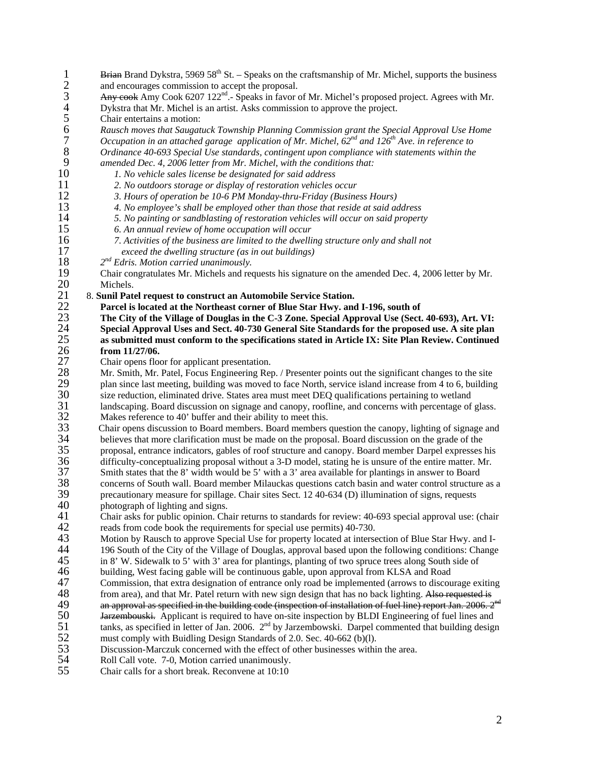~~Brian~~ Brand Dykstra, 5969 58th St. – Speaks on the craftsmanship of Mr. Michel, supports the business and encourages commission to accept the proposal.

~~Any cook~~ Amy Cook 6207 122nd.- Speaks in favor of Mr. Michel's proposed project. Agrees with Mr. Dykstra that Mr. Michel is an artist. Asks commission to approve the project.

Chair entertains a motion:

*Rausch moves that Saugatuck Township Planning Commission grant the Special Approval Use Home Occupation in an attached garage application of Mr. Michel, 62nd and 126th Ave. in reference to Ordinance 40-693 Special Use standards, contingent upon compliance with statements within the amended Dec. 4, 2006 letter from Mr. Michel, with the conditions that:*

1. *No vehicle sales license be designated for said address*
2. *No outdoors storage or display of restoration vehicles occur*
3. *Hours of operation be 10-6 PM Monday-thru-Friday (Business Hours)*
4. *No employee's shall be employed other than those that reside at said address*
5. *No painting or sandblasting of restoration vehicles will occur on said property*
6. *An annual review of home occupation will occur*
7. *Activities of the business are limited to the dwelling structure only and shall not exceed the dwelling structure (as in out buildings)*

*2nd Edris. Motion carried unanimously.*

Chair congratulates Mr. Michels and requests his signature on the amended Dec. 4, 2006 letter by Mr. Michels.

8. **Sunil Patel request to construct an Automobile Service Station. Parcel is located at the Northeast corner of Blue Star Hwy. and I-196, south of The City of the Village of Douglas in the C-3 Zone. Special Approval Use (Sect. 40-693), Art. VI: Special Approval Uses and Sect. 40-730 General Site Standards for the proposed use. A site plan as submitted must conform to the specifications stated in Article IX: Site Plan Review. Continued from 11/27/06.**

Chair opens floor for applicant presentation.

Mr. Smith, Mr. Patel, Focus Engineering Rep. / Presenter points out the significant changes to the site plan since last meeting, building was moved to face North, service island increase from 4 to 6, building size reduction, eliminated drive. States area must meet DEQ qualifications pertaining to wetland landscaping. Board discussion on signage and canopy, roofline, and concerns with percentage of glass. Makes reference to 40' buffer and their ability to meet this.

Chair opens discussion to Board members. Board members question the canopy, lighting of signage and believes that more clarification must be made on the proposal. Board discussion on the grade of the proposal, entrance indicators, gables of roof structure and canopy. Board member Darpel expresses his difficulty-conceptualizing proposal without a 3-D model, stating he is unsure of the entire matter. Mr. Smith states that the 8' width would be 5' with a 3' area available for plantings in answer to Board concerns of South wall. Board member Milauckas questions catch basin and water control structure as a precautionary measure for spillage. Chair sites Sect. 12 40-634 (D) illumination of signs, requests photograph of lighting and signs.

Chair asks for public opinion. Chair returns to standards for review: 40-693 special approval use: (chair reads from code book the requirements for special use permits) 40-730.

Motion by Rausch to approve Special Use for property located at intersection of Blue Star Hwy. and I-196 South of the City of the Village of Douglas, approval based upon the following conditions: Change in 8' W. Sidewalk to 5' with 3' area for plantings, planting of two spruce trees along South side of building, West facing gable will be continuous gable, upon approval from KLSA and Road Commission, that extra designation of entrance only road be implemented (arrows to discourage exiting from area), and that Mr. Patel return with new sign design that has no back lighting. ~~Also requested is an approval as specified in the building code (inspection of installation of fuel line) report Jan. 2006. 2nd Jarzembouski.~~ Applicant is required to have on-site inspection by BLDI Engineering of fuel lines and tanks, as specified in letter of Jan. 2006. 2nd by Jarzembowski. Darpel commented that building design must comply with Buidling Design Standards of 2.0. Sec. 40-662 (b)(l).

Discussion-Marczuk concerned with the effect of other businesses within the area.

Roll Call vote. 7-0, Motion carried unanimously.

Chair calls for a short break. Reconvene at 10:10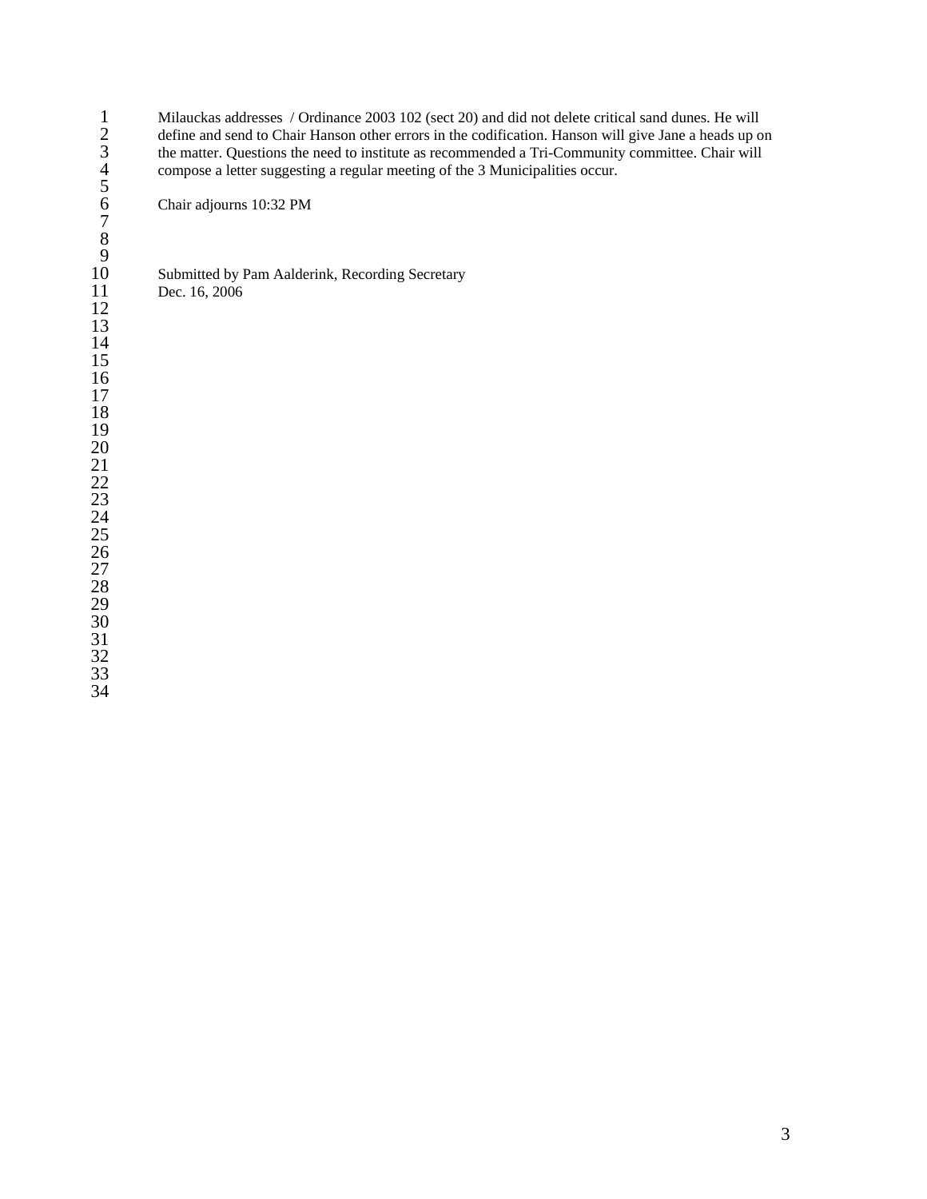Milauckas addresses / Ordinance 2003 102 (sect 20) and did not delete critical sand dunes. He will define and send to Chair Hanson other errors in the codification. Hanson will give Jane a heads up on the matter. Questions the need to institute as recommended a Tri-Community committee. Chair will compose a letter suggesting a regular meeting of the 3 Municipalities occur.

Chair adjourns 10:32 PM

Submitted by Pam Aalderink, Recording Secretary
Dec. 16, 2006